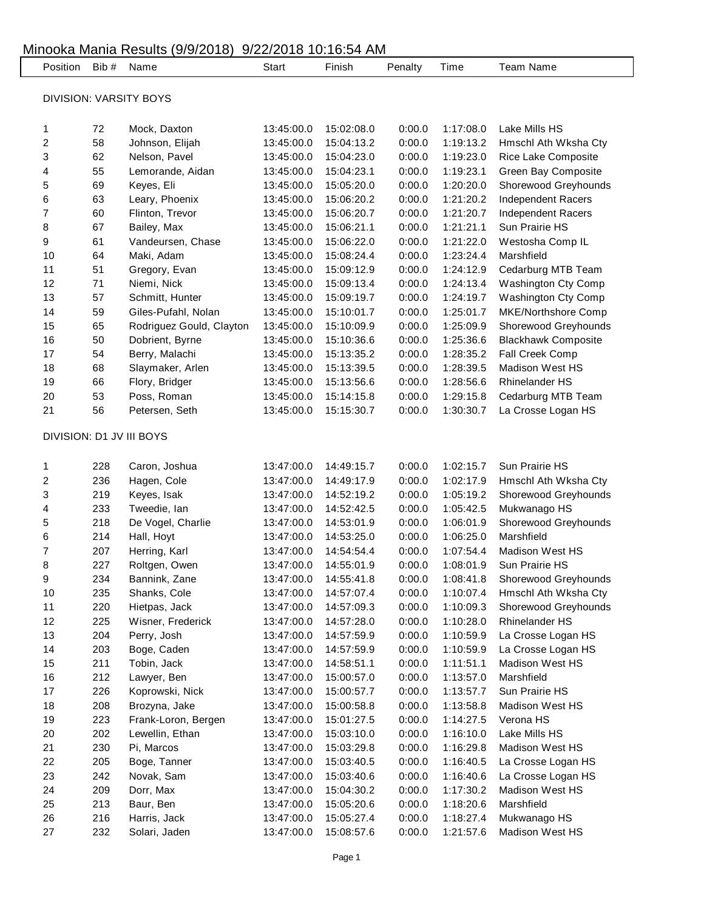# Minooka Mania Results (9/9/2018) 9/22/2018 10:16:54 AM

| Position | Bib # | Name | Start | Finish | Penalty | Time | Team Name |
|---|---|---|---|---|---|---|---|
| DIVISION: VARSITY BOYS | | | | | | | |
| 1 | 72 | Mock, Daxton | 13:45:00.0 | 15:02:08.0 | 0:00.0 | 1:17:08.0 | Lake Mills HS |
| 2 | 58 | Johnson, Elijah | 13:45:00.0 | 15:04:13.2 | 0:00.0 | 1:19:13.2 | Hmschl Ath Wksha Cty |
| 3 | 62 | Nelson, Pavel | 13:45:00.0 | 15:04:23.0 | 0:00.0 | 1:19:23.0 | Rice Lake Composite |
| 4 | 55 | Lemorande, Aidan | 13:45:00.0 | 15:04:23.1 | 0:00.0 | 1:19:23.1 | Green Bay Composite |
| 5 | 69 | Keyes, Eli | 13:45:00.0 | 15:05:20.0 | 0:00.0 | 1:20:20.0 | Shorewood Greyhounds |
| 6 | 63 | Leary, Phoenix | 13:45:00.0 | 15:06:20.2 | 0:00.0 | 1:21:20.2 | Independent Racers |
| 7 | 60 | Flinton, Trevor | 13:45:00.0 | 15:06:20.7 | 0:00.0 | 1:21:20.7 | Independent Racers |
| 8 | 67 | Bailey, Max | 13:45:00.0 | 15:06:21.1 | 0:00.0 | 1:21:21.1 | Sun Prairie HS |
| 9 | 61 | Vandeursen, Chase | 13:45:00.0 | 15:06:22.0 | 0:00.0 | 1:21:22.0 | Westosha Comp IL |
| 10 | 64 | Maki, Adam | 13:45:00.0 | 15:08:24.4 | 0:00.0 | 1:23:24.4 | Marshfield |
| 11 | 51 | Gregory, Evan | 13:45:00.0 | 15:09:12.9 | 0:00.0 | 1:24:12.9 | Cedarburg MTB Team |
| 12 | 71 | Niemi, Nick | 13:45:00.0 | 15:09:13.4 | 0:00.0 | 1:24:13.4 | Washington Cty Comp |
| 13 | 57 | Schmitt, Hunter | 13:45:00.0 | 15:09:19.7 | 0:00.0 | 1:24:19.7 | Washington Cty Comp |
| 14 | 59 | Giles-Pufahl, Nolan | 13:45:00.0 | 15:10:01.7 | 0:00.0 | 1:25:01.7 | MKE/Northshore Comp |
| 15 | 65 | Rodriguez Gould, Clayton | 13:45:00.0 | 15:10:09.9 | 0:00.0 | 1:25:09.9 | Shorewood Greyhounds |
| 16 | 50 | Dobrient, Byrne | 13:45:00.0 | 15:10:36.6 | 0:00.0 | 1:25:36.6 | Blackhawk Composite |
| 17 | 54 | Berry, Malachi | 13:45:00.0 | 15:13:35.2 | 0:00.0 | 1:28:35.2 | Fall Creek Comp |
| 18 | 68 | Slaymaker, Arlen | 13:45:00.0 | 15:13:39.5 | 0:00.0 | 1:28:39.5 | Madison West HS |
| 19 | 66 | Flory, Bridger | 13:45:00.0 | 15:13:56.6 | 0:00.0 | 1:28:56.6 | Rhinelander HS |
| 20 | 53 | Poss, Roman | 13:45:00.0 | 15:14:15.8 | 0:00.0 | 1:29:15.8 | Cedarburg MTB Team |
| 21 | 56 | Petersen, Seth | 13:45:00.0 | 15:15:30.7 | 0:00.0 | 1:30:30.7 | La Crosse Logan HS |
| DIVISION: D1 JV III BOYS | | | | | | | |
| 1 | 228 | Caron, Joshua | 13:47:00.0 | 14:49:15.7 | 0:00.0 | 1:02:15.7 | Sun Prairie HS |
| 2 | 236 | Hagen, Cole | 13:47:00.0 | 14:49:17.9 | 0:00.0 | 1:02:17.9 | Hmschl Ath Wksha Cty |
| 3 | 219 | Keyes, Isak | 13:47:00.0 | 14:52:19.2 | 0:00.0 | 1:05:19.2 | Shorewood Greyhounds |
| 4 | 233 | Tweedie, Ian | 13:47:00.0 | 14:52:42.5 | 0:00.0 | 1:05:42.5 | Mukwanago HS |
| 5 | 218 | De Vogel, Charlie | 13:47:00.0 | 14:53:01.9 | 0:00.0 | 1:06:01.9 | Shorewood Greyhounds |
| 6 | 214 | Hall, Hoyt | 13:47:00.0 | 14:53:25.0 | 0:00.0 | 1:06:25.0 | Marshfield |
| 7 | 207 | Herring, Karl | 13:47:00.0 | 14:54:54.4 | 0:00.0 | 1:07:54.4 | Madison West HS |
| 8 | 227 | Roltgen, Owen | 13:47:00.0 | 14:55:01.9 | 0:00.0 | 1:08:01.9 | Sun Prairie HS |
| 9 | 234 | Bannink, Zane | 13:47:00.0 | 14:55:41.8 | 0:00.0 | 1:08:41.8 | Shorewood Greyhounds |
| 10 | 235 | Shanks, Cole | 13:47:00.0 | 14:57:07.4 | 0:00.0 | 1:10:07.4 | Hmschl Ath Wksha Cty |
| 11 | 220 | Hietpas, Jack | 13:47:00.0 | 14:57:09.3 | 0:00.0 | 1:10:09.3 | Shorewood Greyhounds |
| 12 | 225 | Wisner, Frederick | 13:47:00.0 | 14:57:28.0 | 0:00.0 | 1:10:28.0 | Rhinelander HS |
| 13 | 204 | Perry, Josh | 13:47:00.0 | 14:57:59.9 | 0:00.0 | 1:10:59.9 | La Crosse Logan HS |
| 14 | 203 | Boge, Caden | 13:47:00.0 | 14:57:59.9 | 0:00.0 | 1:10:59.9 | La Crosse Logan HS |
| 15 | 211 | Tobin, Jack | 13:47:00.0 | 14:58:51.1 | 0:00.0 | 1:11:51.1 | Madison West HS |
| 16 | 212 | Lawyer, Ben | 13:47:00.0 | 15:00:57.0 | 0:00.0 | 1:13:57.0 | Marshfield |
| 17 | 226 | Koprowski, Nick | 13:47:00.0 | 15:00:57.7 | 0:00.0 | 1:13:57.7 | Sun Prairie HS |
| 18 | 208 | Brozyna, Jake | 13:47:00.0 | 15:00:58.8 | 0:00.0 | 1:13:58.8 | Madison West HS |
| 19 | 223 | Frank-Loron, Bergen | 13:47:00.0 | 15:01:27.5 | 0:00.0 | 1:14:27.5 | Verona HS |
| 20 | 202 | Lewellin, Ethan | 13:47:00.0 | 15:03:10.0 | 0:00.0 | 1:16:10.0 | Lake Mills HS |
| 21 | 230 | Pi, Marcos | 13:47:00.0 | 15:03:29.8 | 0:00.0 | 1:16:29.8 | Madison West HS |
| 22 | 205 | Boge, Tanner | 13:47:00.0 | 15:03:40.5 | 0:00.0 | 1:16:40.5 | La Crosse Logan HS |
| 23 | 242 | Novak, Sam | 13:47:00.0 | 15:03:40.6 | 0:00.0 | 1:16:40.6 | La Crosse Logan HS |
| 24 | 209 | Dorr, Max | 13:47:00.0 | 15:04:30.2 | 0:00.0 | 1:17:30.2 | Madison West HS |
| 25 | 213 | Baur, Ben | 13:47:00.0 | 15:05:20.6 | 0:00.0 | 1:18:20.6 | Marshfield |
| 26 | 216 | Harris, Jack | 13:47:00.0 | 15:05:27.4 | 0:00.0 | 1:18:27.4 | Mukwanago HS |
| 27 | 232 | Solari, Jaden | 13:47:00.0 | 15:08:57.6 | 0:00.0 | 1:21:57.6 | Madison West HS |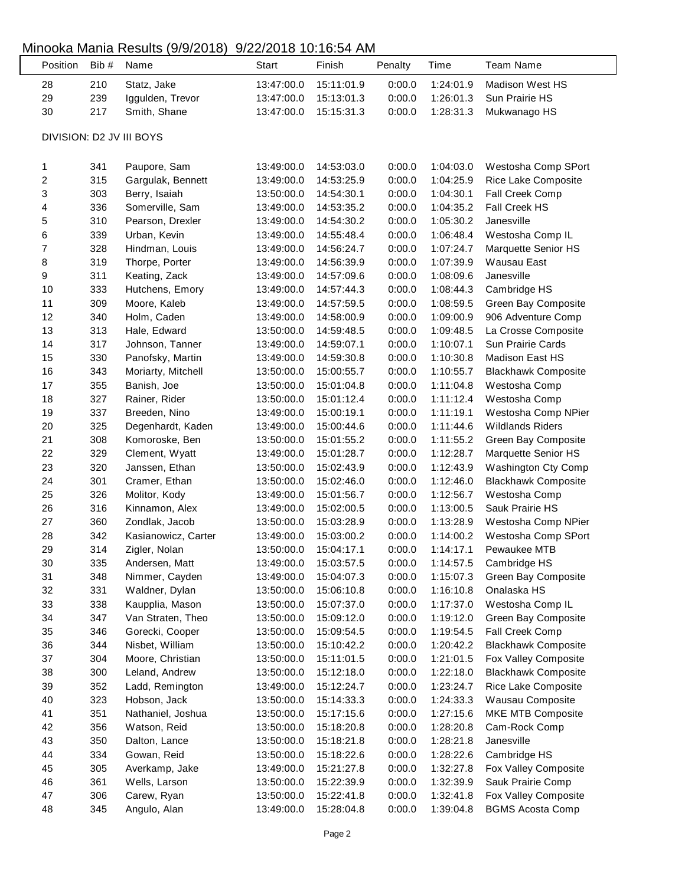# Minooka Mania Results (9/9/2018) 9/22/2018 10:16:54 AM

| Position | Bib # | Name | Start | Finish | Penalty | Time | Team Name |
|---|---|---|---|---|---|---|---|
| 28 | 210 | Statz, Jake | 13:47:00.0 | 15:11:01.9 | 0:00.0 | 1:24:01.9 | Madison West HS |
| 29 | 239 | Iggulden, Trevor | 13:47:00.0 | 15:13:01.3 | 0:00.0 | 1:26:01.3 | Sun Prairie HS |
| 30 | 217 | Smith, Shane | 13:47:00.0 | 15:15:31.3 | 0:00.0 | 1:28:31.3 | Mukwanago HS |

DIVISION: D2 JV III BOYS

| Position | Bib # | Name | Start | Finish | Penalty | Time | Team Name |
|---|---|---|---|---|---|---|---|
| 1 | 341 | Paupore, Sam | 13:49:00.0 | 14:53:03.0 | 0:00.0 | 1:04:03.0 | Westosha Comp SPort |
| 2 | 315 | Gargulak, Bennett | 13:49:00.0 | 14:53:25.9 | 0:00.0 | 1:04:25.9 | Rice Lake Composite |
| 3 | 303 | Berry, Isaiah | 13:50:00.0 | 14:54:30.1 | 0:00.0 | 1:04:30.1 | Fall Creek Comp |
| 4 | 336 | Somerville, Sam | 13:49:00.0 | 14:53:35.2 | 0:00.0 | 1:04:35.2 | Fall Creek HS |
| 5 | 310 | Pearson, Drexler | 13:49:00.0 | 14:54:30.2 | 0:00.0 | 1:05:30.2 | Janesville |
| 6 | 339 | Urban, Kevin | 13:49:00.0 | 14:55:48.4 | 0:00.0 | 1:06:48.4 | Westosha Comp IL |
| 7 | 328 | Hindman, Louis | 13:49:00.0 | 14:56:24.7 | 0:00.0 | 1:07:24.7 | Marquette Senior HS |
| 8 | 319 | Thorpe, Porter | 13:49:00.0 | 14:56:39.9 | 0:00.0 | 1:07:39.9 | Wausau East |
| 9 | 311 | Keating, Zack | 13:49:00.0 | 14:57:09.6 | 0:00.0 | 1:08:09.6 | Janesville |
| 10 | 333 | Hutchens, Emory | 13:49:00.0 | 14:57:44.3 | 0:00.0 | 1:08:44.3 | Cambridge HS |
| 11 | 309 | Moore, Kaleb | 13:49:00.0 | 14:57:59.5 | 0:00.0 | 1:08:59.5 | Green Bay Composite |
| 12 | 340 | Holm, Caden | 13:49:00.0 | 14:58:00.9 | 0:00.0 | 1:09:00.9 | 906 Adventure Comp |
| 13 | 313 | Hale, Edward | 13:50:00.0 | 14:59:48.5 | 0:00.0 | 1:09:48.5 | La Crosse Composite |
| 14 | 317 | Johnson, Tanner | 13:49:00.0 | 14:59:07.1 | 0:00.0 | 1:10:07.1 | Sun Prairie Cards |
| 15 | 330 | Panofsky, Martin | 13:49:00.0 | 14:59:30.8 | 0:00.0 | 1:10:30.8 | Madison East HS |
| 16 | 343 | Moriarty, Mitchell | 13:50:00.0 | 15:00:55.7 | 0:00.0 | 1:10:55.7 | Blackhawk Composite |
| 17 | 355 | Banish, Joe | 13:50:00.0 | 15:01:04.8 | 0:00.0 | 1:11:04.8 | Westosha Comp |
| 18 | 327 | Rainer, Rider | 13:50:00.0 | 15:01:12.4 | 0:00.0 | 1:11:12.4 | Westosha Comp |
| 19 | 337 | Breeden, Nino | 13:49:00.0 | 15:00:19.1 | 0:00.0 | 1:11:19.1 | Westosha Comp NPier |
| 20 | 325 | Degenhardt, Kaden | 13:49:00.0 | 15:00:44.6 | 0:00.0 | 1:11:44.6 | Wildlands Riders |
| 21 | 308 | Komoroske, Ben | 13:50:00.0 | 15:01:55.2 | 0:00.0 | 1:11:55.2 | Green Bay Composite |
| 22 | 329 | Clement, Wyatt | 13:49:00.0 | 15:01:28.7 | 0:00.0 | 1:12:28.7 | Marquette Senior HS |
| 23 | 320 | Janssen, Ethan | 13:50:00.0 | 15:02:43.9 | 0:00.0 | 1:12:43.9 | Washington Cty Comp |
| 24 | 301 | Cramer, Ethan | 13:50:00.0 | 15:02:46.0 | 0:00.0 | 1:12:46.0 | Blackhawk Composite |
| 25 | 326 | Molitor, Kody | 13:49:00.0 | 15:01:56.7 | 0:00.0 | 1:12:56.7 | Westosha Comp |
| 26 | 316 | Kinnamon, Alex | 13:49:00.0 | 15:02:00.5 | 0:00.0 | 1:13:00.5 | Sauk Prairie HS |
| 27 | 360 | Zondlak, Jacob | 13:50:00.0 | 15:03:28.9 | 0:00.0 | 1:13:28.9 | Westosha Comp NPier |
| 28 | 342 | Kasianowicz, Carter | 13:49:00.0 | 15:03:00.2 | 0:00.0 | 1:14:00.2 | Westosha Comp SPort |
| 29 | 314 | Zigler, Nolan | 13:50:00.0 | 15:04:17.1 | 0:00.0 | 1:14:17.1 | Pewaukee MTB |
| 30 | 335 | Andersen, Matt | 13:49:00.0 | 15:03:57.5 | 0:00.0 | 1:14:57.5 | Cambridge HS |
| 31 | 348 | Nimmer, Cayden | 13:49:00.0 | 15:04:07.3 | 0:00.0 | 1:15:07.3 | Green Bay Composite |
| 32 | 331 | Waldner, Dylan | 13:50:00.0 | 15:06:10.8 | 0:00.0 | 1:16:10.8 | Onalaska HS |
| 33 | 338 | Kaupplia, Mason | 13:50:00.0 | 15:07:37.0 | 0:00.0 | 1:17:37.0 | Westosha Comp IL |
| 34 | 347 | Van Straten, Theo | 13:50:00.0 | 15:09:12.0 | 0:00.0 | 1:19:12.0 | Green Bay Composite |
| 35 | 346 | Gorecki, Cooper | 13:50:00.0 | 15:09:54.5 | 0:00.0 | 1:19:54.5 | Fall Creek Comp |
| 36 | 344 | Nisbet, William | 13:50:00.0 | 15:10:42.2 | 0:00.0 | 1:20:42.2 | Blackhawk Composite |
| 37 | 304 | Moore, Christian | 13:50:00.0 | 15:11:01.5 | 0:00.0 | 1:21:01.5 | Fox Valley Composite |
| 38 | 300 | Leland, Andrew | 13:50:00.0 | 15:12:18.0 | 0:00.0 | 1:22:18.0 | Blackhawk Composite |
| 39 | 352 | Ladd, Remington | 13:49:00.0 | 15:12:24.7 | 0:00.0 | 1:23:24.7 | Rice Lake Composite |
| 40 | 323 | Hobson, Jack | 13:50:00.0 | 15:14:33.3 | 0:00.0 | 1:24:33.3 | Wausau Composite |
| 41 | 351 | Nathaniel, Joshua | 13:50:00.0 | 15:17:15.6 | 0:00.0 | 1:27:15.6 | MKE MTB Composite |
| 42 | 356 | Watson, Reid | 13:50:00.0 | 15:18:20.8 | 0:00.0 | 1:28:20.8 | Cam-Rock Comp |
| 43 | 350 | Dalton, Lance | 13:50:00.0 | 15:18:21.8 | 0:00.0 | 1:28:21.8 | Janesville |
| 44 | 334 | Gowan, Reid | 13:50:00.0 | 15:18:22.6 | 0:00.0 | 1:28:22.6 | Cambridge HS |
| 45 | 305 | Averkamp, Jake | 13:49:00.0 | 15:21:27.8 | 0:00.0 | 1:32:27.8 | Fox Valley Composite |
| 46 | 361 | Wells, Larson | 13:50:00.0 | 15:22:39.9 | 0:00.0 | 1:32:39.9 | Sauk Prairie Comp |
| 47 | 306 | Carew, Ryan | 13:50:00.0 | 15:22:41.8 | 0:00.0 | 1:32:41.8 | Fox Valley Composite |
| 48 | 345 | Angulo, Alan | 13:49:00.0 | 15:28:04.8 | 0:00.0 | 1:39:04.8 | BGMS Acosta Comp |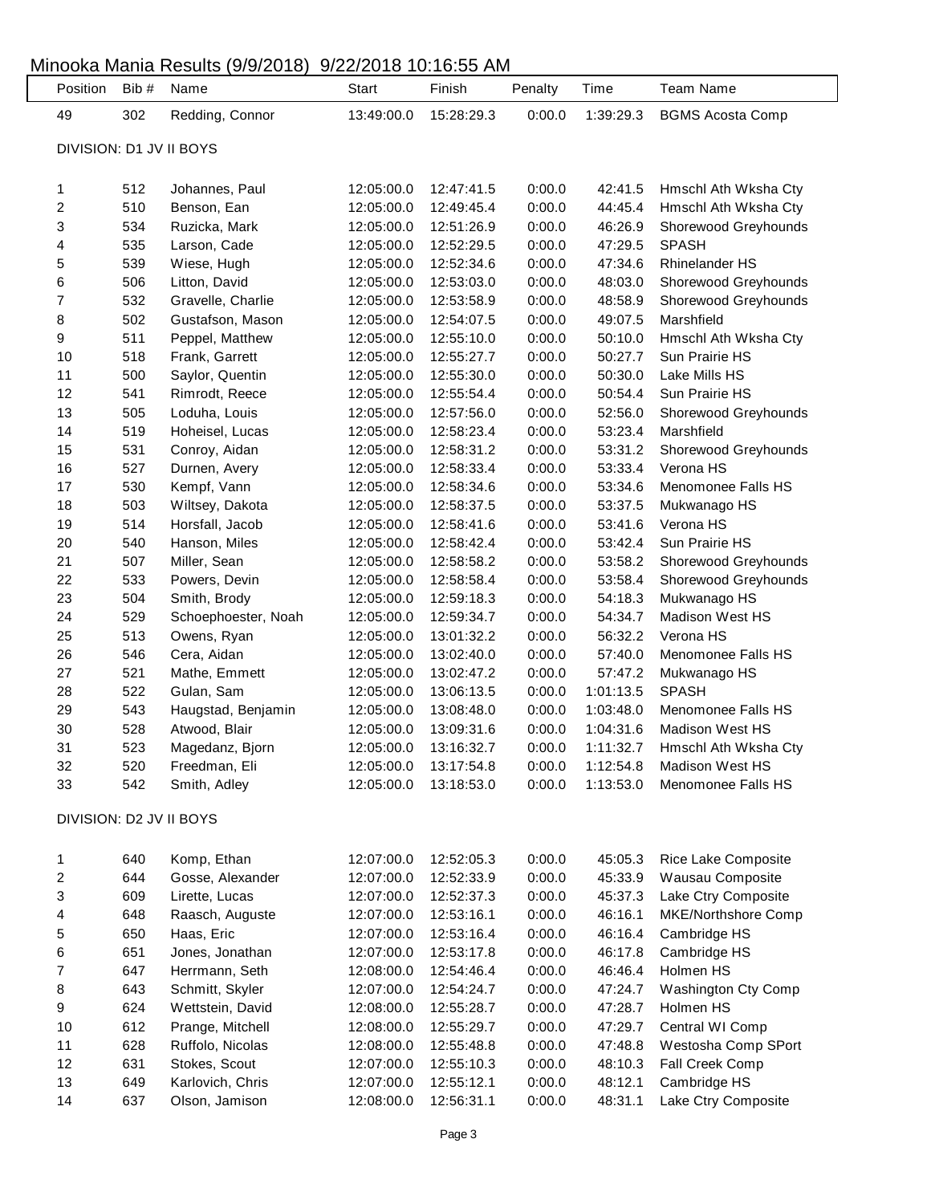## Minooka Mania Results (9/9/2018) 9/22/2018 10:16:55 AM

| Position | Bib # | Name | Start | Finish | Penalty | Time | Team Name |
|---|---|---|---|---|---|---|---|
| 49 | 302 | Redding, Connor | 13:49:00.0 | 15:28:29.3 | 0:00.0 | 1:39:29.3 | BGMS Acosta Comp |

### DIVISION: D1 JV II BOYS

| Position | Bib # | Name | Start | Finish | Penalty | Time | Team Name |
|---|---|---|---|---|---|---|---|
| 1 | 512 | Johannes, Paul | 12:05:00.0 | 12:47:41.5 | 0:00.0 | 42:41.5 | Hmschl Ath Wksha Cty |
| 2 | 510 | Benson, Ean | 12:05:00.0 | 12:49:45.4 | 0:00.0 | 44:45.4 | Hmschl Ath Wksha Cty |
| 3 | 534 | Ruzicka, Mark | 12:05:00.0 | 12:51:26.9 | 0:00.0 | 46:26.9 | Shorewood Greyhounds |
| 4 | 535 | Larson, Cade | 12:05:00.0 | 12:52:29.5 | 0:00.0 | 47:29.5 | SPASH |
| 5 | 539 | Wiese, Hugh | 12:05:00.0 | 12:52:34.6 | 0:00.0 | 47:34.6 | Rhinelander HS |
| 6 | 506 | Litton, David | 12:05:00.0 | 12:53:03.0 | 0:00.0 | 48:03.0 | Shorewood Greyhounds |
| 7 | 532 | Gravelle, Charlie | 12:05:00.0 | 12:53:58.9 | 0:00.0 | 48:58.9 | Shorewood Greyhounds |
| 8 | 502 | Gustafson, Mason | 12:05:00.0 | 12:54:07.5 | 0:00.0 | 49:07.5 | Marshfield |
| 9 | 511 | Peppel, Matthew | 12:05:00.0 | 12:55:10.0 | 0:00.0 | 50:10.0 | Hmschl Ath Wksha Cty |
| 10 | 518 | Frank, Garrett | 12:05:00.0 | 12:55:27.7 | 0:00.0 | 50:27.7 | Sun Prairie HS |
| 11 | 500 | Saylor, Quentin | 12:05:00.0 | 12:55:30.0 | 0:00.0 | 50:30.0 | Lake Mills HS |
| 12 | 541 | Rimrodt, Reece | 12:05:00.0 | 12:55:54.4 | 0:00.0 | 50:54.4 | Sun Prairie HS |
| 13 | 505 | Loduha, Louis | 12:05:00.0 | 12:57:56.0 | 0:00.0 | 52:56.0 | Shorewood Greyhounds |
| 14 | 519 | Hoheisel, Lucas | 12:05:00.0 | 12:58:23.4 | 0:00.0 | 53:23.4 | Marshfield |
| 15 | 531 | Conroy, Aidan | 12:05:00.0 | 12:58:31.2 | 0:00.0 | 53:31.2 | Shorewood Greyhounds |
| 16 | 527 | Durnen, Avery | 12:05:00.0 | 12:58:33.4 | 0:00.0 | 53:33.4 | Verona HS |
| 17 | 530 | Kempf, Vann | 12:05:00.0 | 12:58:34.6 | 0:00.0 | 53:34.6 | Menomonee Falls HS |
| 18 | 503 | Wiltsey, Dakota | 12:05:00.0 | 12:58:37.5 | 0:00.0 | 53:37.5 | Mukwanago HS |
| 19 | 514 | Horsfall, Jacob | 12:05:00.0 | 12:58:41.6 | 0:00.0 | 53:41.6 | Verona HS |
| 20 | 540 | Hanson, Miles | 12:05:00.0 | 12:58:42.4 | 0:00.0 | 53:42.4 | Sun Prairie HS |
| 21 | 507 | Miller, Sean | 12:05:00.0 | 12:58:58.2 | 0:00.0 | 53:58.2 | Shorewood Greyhounds |
| 22 | 533 | Powers, Devin | 12:05:00.0 | 12:58:58.4 | 0:00.0 | 53:58.4 | Shorewood Greyhounds |
| 23 | 504 | Smith, Brody | 12:05:00.0 | 12:59:18.3 | 0:00.0 | 54:18.3 | Mukwanago HS |
| 24 | 529 | Schoephoester, Noah | 12:05:00.0 | 12:59:34.7 | 0:00.0 | 54:34.7 | Madison West HS |
| 25 | 513 | Owens, Ryan | 12:05:00.0 | 13:01:32.2 | 0:00.0 | 56:32.2 | Verona HS |
| 26 | 546 | Cera, Aidan | 12:05:00.0 | 13:02:40.0 | 0:00.0 | 57:40.0 | Menomonee Falls HS |
| 27 | 521 | Mathe, Emmett | 12:05:00.0 | 13:02:47.2 | 0:00.0 | 57:47.2 | Mukwanago HS |
| 28 | 522 | Gulan, Sam | 12:05:00.0 | 13:06:13.5 | 0:00.0 | 1:01:13.5 | SPASH |
| 29 | 543 | Haugstad, Benjamin | 12:05:00.0 | 13:08:48.0 | 0:00.0 | 1:03:48.0 | Menomonee Falls HS |
| 30 | 528 | Atwood, Blair | 12:05:00.0 | 13:09:31.6 | 0:00.0 | 1:04:31.6 | Madison West HS |
| 31 | 523 | Magedanz, Bjorn | 12:05:00.0 | 13:16:32.7 | 0:00.0 | 1:11:32.7 | Hmschl Ath Wksha Cty |
| 32 | 520 | Freedman, Eli | 12:05:00.0 | 13:17:54.8 | 0:00.0 | 1:12:54.8 | Madison West HS |
| 33 | 542 | Smith, Adley | 12:05:00.0 | 13:18:53.0 | 0:00.0 | 1:13:53.0 | Menomonee Falls HS |

### DIVISION: D2 JV II BOYS

| Position | Bib # | Name | Start | Finish | Penalty | Time | Team Name |
|---|---|---|---|---|---|---|---|
| 1 | 640 | Komp, Ethan | 12:07:00.0 | 12:52:05.3 | 0:00.0 | 45:05.3 | Rice Lake Composite |
| 2 | 644 | Gosse, Alexander | 12:07:00.0 | 12:52:33.9 | 0:00.0 | 45:33.9 | Wausau Composite |
| 3 | 609 | Lirette, Lucas | 12:07:00.0 | 12:52:37.3 | 0:00.0 | 45:37.3 | Lake Ctry Composite |
| 4 | 648 | Raasch, Auguste | 12:07:00.0 | 12:53:16.1 | 0:00.0 | 46:16.1 | MKE/Northshore Comp |
| 5 | 650 | Haas, Eric | 12:07:00.0 | 12:53:16.4 | 0:00.0 | 46:16.4 | Cambridge HS |
| 6 | 651 | Jones, Jonathan | 12:07:00.0 | 12:53:17.8 | 0:00.0 | 46:17.8 | Cambridge HS |
| 7 | 647 | Herrmann, Seth | 12:08:00.0 | 12:54:46.4 | 0:00.0 | 46:46.4 | Holmen HS |
| 8 | 643 | Schmitt, Skyler | 12:07:00.0 | 12:54:24.7 | 0:00.0 | 47:24.7 | Washington Cty Comp |
| 9 | 624 | Wettstein, David | 12:08:00.0 | 12:55:28.7 | 0:00.0 | 47:28.7 | Holmen HS |
| 10 | 612 | Prange, Mitchell | 12:08:00.0 | 12:55:29.7 | 0:00.0 | 47:29.7 | Central WI Comp |
| 11 | 628 | Ruffolo, Nicolas | 12:08:00.0 | 12:55:48.8 | 0:00.0 | 47:48.8 | Westosha Comp SPort |
| 12 | 631 | Stokes, Scout | 12:07:00.0 | 12:55:10.3 | 0:00.0 | 48:10.3 | Fall Creek Comp |
| 13 | 649 | Karlovich, Chris | 12:07:00.0 | 12:55:12.1 | 0:00.0 | 48:12.1 | Cambridge HS |
| 14 | 637 | Olson, Jamison | 12:08:00.0 | 12:56:31.1 | 0:00.0 | 48:31.1 | Lake Ctry Composite |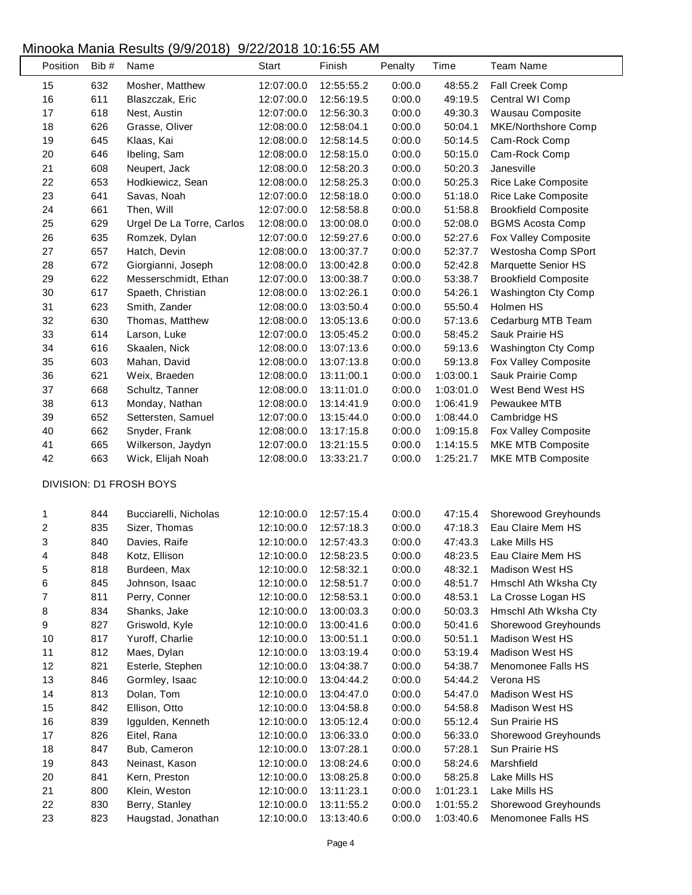Minooka Mania Results (9/9/2018) 9/22/2018 10:16:55 AM

| Position | Bib # | Name | Start | Finish | Penalty | Time | Team Name |
|---|---|---|---|---|---|---|---|
| 15 | 632 | Mosher, Matthew | 12:07:00.0 | 12:55:55.2 | 0:00.0 | 48:55.2 | Fall Creek Comp |
| 16 | 611 | Blaszczak, Eric | 12:07:00.0 | 12:56:19.5 | 0:00.0 | 49:19.5 | Central WI Comp |
| 17 | 618 | Nest, Austin | 12:07:00.0 | 12:56:30.3 | 0:00.0 | 49:30.3 | Wausau Composite |
| 18 | 626 | Grasse, Oliver | 12:08:00.0 | 12:58:04.1 | 0:00.0 | 50:04.1 | MKE/Northshore Comp |
| 19 | 645 | Klaas, Kai | 12:08:00.0 | 12:58:14.5 | 0:00.0 | 50:14.5 | Cam-Rock Comp |
| 20 | 646 | Ibeling, Sam | 12:08:00.0 | 12:58:15.0 | 0:00.0 | 50:15.0 | Cam-Rock Comp |
| 21 | 608 | Neupert, Jack | 12:08:00.0 | 12:58:20.3 | 0:00.0 | 50:20.3 | Janesville |
| 22 | 653 | Hodkiewicz, Sean | 12:08:00.0 | 12:58:25.3 | 0:00.0 | 50:25.3 | Rice Lake Composite |
| 23 | 641 | Savas, Noah | 12:07:00.0 | 12:58:18.0 | 0:00.0 | 51:18.0 | Rice Lake Composite |
| 24 | 661 | Then, Will | 12:07:00.0 | 12:58:58.8 | 0:00.0 | 51:58.8 | Brookfield Composite |
| 25 | 629 | Urgel De La Torre, Carlos | 12:08:00.0 | 13:00:08.0 | 0:00.0 | 52:08.0 | BGMS Acosta Comp |
| 26 | 635 | Romzek, Dylan | 12:07:00.0 | 12:59:27.6 | 0:00.0 | 52:27.6 | Fox Valley Composite |
| 27 | 657 | Hatch, Devin | 12:08:00.0 | 13:00:37.7 | 0:00.0 | 52:37.7 | Westosha Comp SPort |
| 28 | 672 | Giorgianni, Joseph | 12:08:00.0 | 13:00:42.8 | 0:00.0 | 52:42.8 | Marquette Senior HS |
| 29 | 622 | Messerschmidt, Ethan | 12:07:00.0 | 13:00:38.7 | 0:00.0 | 53:38.7 | Brookfield Composite |
| 30 | 617 | Spaeth, Christian | 12:08:00.0 | 13:02:26.1 | 0:00.0 | 54:26.1 | Washington Cty Comp |
| 31 | 623 | Smith, Zander | 12:08:00.0 | 13:03:50.4 | 0:00.0 | 55:50.4 | Holmen HS |
| 32 | 630 | Thomas, Matthew | 12:08:00.0 | 13:05:13.6 | 0:00.0 | 57:13.6 | Cedarburg MTB Team |
| 33 | 614 | Larson, Luke | 12:07:00.0 | 13:05:45.2 | 0:00.0 | 58:45.2 | Sauk Prairie HS |
| 34 | 616 | Skaalen, Nick | 12:08:00.0 | 13:07:13.6 | 0:00.0 | 59:13.6 | Washington Cty Comp |
| 35 | 603 | Mahan, David | 12:08:00.0 | 13:07:13.8 | 0:00.0 | 59:13.8 | Fox Valley Composite |
| 36 | 621 | Weix, Braeden | 12:08:00.0 | 13:11:00.1 | 0:00.0 | 1:03:00.1 | Sauk Prairie Comp |
| 37 | 668 | Schultz, Tanner | 12:08:00.0 | 13:11:01.0 | 0:00.0 | 1:03:01.0 | West Bend West HS |
| 38 | 613 | Monday, Nathan | 12:08:00.0 | 13:14:41.9 | 0:00.0 | 1:06:41.9 | Pewaukee MTB |
| 39 | 652 | Settersten, Samuel | 12:07:00.0 | 13:15:44.0 | 0:00.0 | 1:08:44.0 | Cambridge HS |
| 40 | 662 | Snyder, Frank | 12:08:00.0 | 13:17:15.8 | 0:00.0 | 1:09:15.8 | Fox Valley Composite |
| 41 | 665 | Wilkerson, Jaydyn | 12:07:00.0 | 13:21:15.5 | 0:00.0 | 1:14:15.5 | MKE MTB Composite |
| 42 | 663 | Wick, Elijah Noah | 12:08:00.0 | 13:33:21.7 | 0:00.0 | 1:25:21.7 | MKE MTB Composite |

DIVISION: D1 FROSH BOYS

| Position | Bib # | Name | Start | Finish | Penalty | Time | Team Name |
|---|---|---|---|---|---|---|---|
| 1 | 844 | Bucciarelli, Nicholas | 12:10:00.0 | 12:57:15.4 | 0:00.0 | 47:15.4 | Shorewood Greyhounds |
| 2 | 835 | Sizer, Thomas | 12:10:00.0 | 12:57:18.3 | 0:00.0 | 47:18.3 | Eau Claire Mem HS |
| 3 | 840 | Davies, Raife | 12:10:00.0 | 12:57:43.3 | 0:00.0 | 47:43.3 | Lake Mills HS |
| 4 | 848 | Kotz, Ellison | 12:10:00.0 | 12:58:23.5 | 0:00.0 | 48:23.5 | Eau Claire Mem HS |
| 5 | 818 | Burdeen, Max | 12:10:00.0 | 12:58:32.1 | 0:00.0 | 48:32.1 | Madison West HS |
| 6 | 845 | Johnson, Isaac | 12:10:00.0 | 12:58:51.7 | 0:00.0 | 48:51.7 | Hmschl Ath Wksha Cty |
| 7 | 811 | Perry, Conner | 12:10:00.0 | 12:58:53.1 | 0:00.0 | 48:53.1 | La Crosse Logan HS |
| 8 | 834 | Shanks, Jake | 12:10:00.0 | 13:00:03.3 | 0:00.0 | 50:03.3 | Hmschl Ath Wksha Cty |
| 9 | 827 | Griswold, Kyle | 12:10:00.0 | 13:00:41.6 | 0:00.0 | 50:41.6 | Shorewood Greyhounds |
| 10 | 817 | Yuroff, Charlie | 12:10:00.0 | 13:00:51.1 | 0:00.0 | 50:51.1 | Madison West HS |
| 11 | 812 | Maes, Dylan | 12:10:00.0 | 13:03:19.4 | 0:00.0 | 53:19.4 | Madison West HS |
| 12 | 821 | Esterle, Stephen | 12:10:00.0 | 13:04:38.7 | 0:00.0 | 54:38.7 | Menomonee Falls HS |
| 13 | 846 | Gormley, Isaac | 12:10:00.0 | 13:04:44.2 | 0:00.0 | 54:44.2 | Verona HS |
| 14 | 813 | Dolan, Tom | 12:10:00.0 | 13:04:47.0 | 0:00.0 | 54:47.0 | Madison West HS |
| 15 | 842 | Ellison, Otto | 12:10:00.0 | 13:04:58.8 | 0:00.0 | 54:58.8 | Madison West HS |
| 16 | 839 | Iggulden, Kenneth | 12:10:00.0 | 13:05:12.4 | 0:00.0 | 55:12.4 | Sun Prairie HS |
| 17 | 826 | Eitel, Rana | 12:10:00.0 | 13:06:33.0 | 0:00.0 | 56:33.0 | Shorewood Greyhounds |
| 18 | 847 | Bub, Cameron | 12:10:00.0 | 13:07:28.1 | 0:00.0 | 57:28.1 | Sun Prairie HS |
| 19 | 843 | Neinast, Kason | 12:10:00.0 | 13:08:24.6 | 0:00.0 | 58:24.6 | Marshfield |
| 20 | 841 | Kern, Preston | 12:10:00.0 | 13:08:25.8 | 0:00.0 | 58:25.8 | Lake Mills HS |
| 21 | 800 | Klein, Weston | 12:10:00.0 | 13:11:23.1 | 0:00.0 | 1:01:23.1 | Lake Mills HS |
| 22 | 830 | Berry, Stanley | 12:10:00.0 | 13:11:55.2 | 0:00.0 | 1:01:55.2 | Shorewood Greyhounds |
| 23 | 823 | Haugstad, Jonathan | 12:10:00.0 | 13:13:40.6 | 0:00.0 | 1:03:40.6 | Menomonee Falls HS |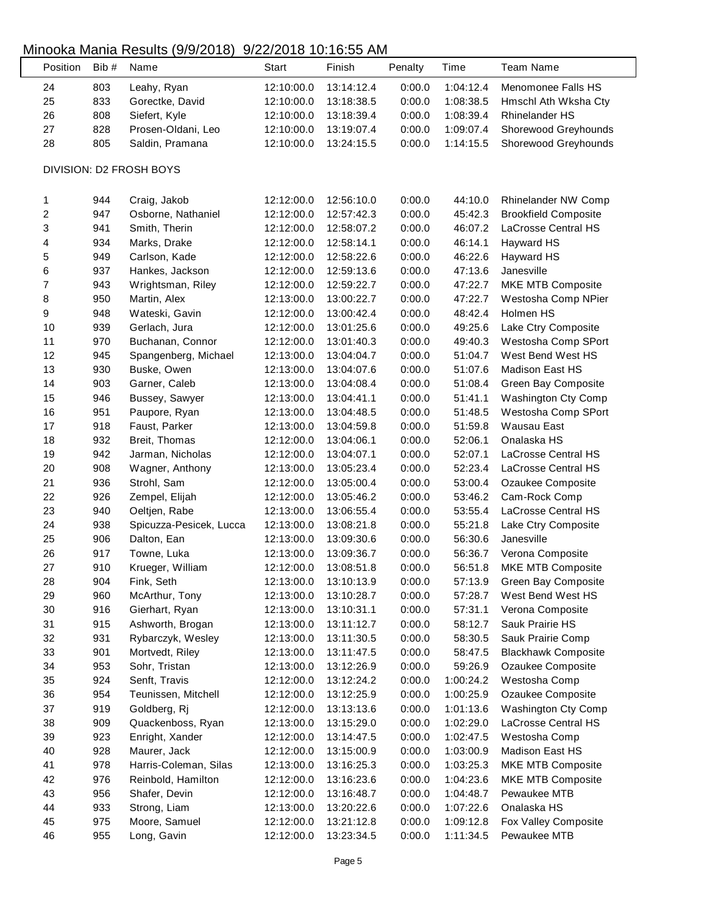# Minooka Mania Results (9/9/2018) 9/22/2018 10:16:55 AM

| Position | Bib # | Name | Start | Finish | Penalty | Time | Team Name |
|---|---|---|---|---|---|---|---|
| 24 | 803 | Leahy, Ryan | 12:10:00.0 | 13:14:12.4 | 0:00.0 | 1:04:12.4 | Menomonee Falls HS |
| 25 | 833 | Gorectke, David | 12:10:00.0 | 13:18:38.5 | 0:00.0 | 1:08:38.5 | Hmschl Ath Wksha Cty |
| 26 | 808 | Siefert, Kyle | 12:10:00.0 | 13:18:39.4 | 0:00.0 | 1:08:39.4 | Rhinelander HS |
| 27 | 828 | Prosen-Oldani, Leo | 12:10:00.0 | 13:19:07.4 | 0:00.0 | 1:09:07.4 | Shorewood Greyhounds |
| 28 | 805 | Saldin, Pramana | 12:10:00.0 | 13:24:15.5 | 0:00.0 | 1:14:15.5 | Shorewood Greyhounds |

DIVISION: D2 FROSH BOYS

| Position | Bib # | Name | Start | Finish | Penalty | Time | Team Name |
|---|---|---|---|---|---|---|---|
| 1 | 944 | Craig, Jakob | 12:12:00.0 | 12:56:10.0 | 0:00.0 | 44:10.0 | Rhinelander NW Comp |
| 2 | 947 | Osborne, Nathaniel | 12:12:00.0 | 12:57:42.3 | 0:00.0 | 45:42.3 | Brookfield Composite |
| 3 | 941 | Smith, Therin | 12:12:00.0 | 12:58:07.2 | 0:00.0 | 46:07.2 | LaCrosse Central HS |
| 4 | 934 | Marks, Drake | 12:12:00.0 | 12:58:14.1 | 0:00.0 | 46:14.1 | Hayward HS |
| 5 | 949 | Carlson, Kade | 12:12:00.0 | 12:58:22.6 | 0:00.0 | 46:22.6 | Hayward HS |
| 6 | 937 | Hankes, Jackson | 12:12:00.0 | 12:59:13.6 | 0:00.0 | 47:13.6 | Janesville |
| 7 | 943 | Wrightsman, Riley | 12:12:00.0 | 12:59:22.7 | 0:00.0 | 47:22.7 | MKE MTB Composite |
| 8 | 950 | Martin, Alex | 12:13:00.0 | 13:00:22.7 | 0:00.0 | 47:22.7 | Westosha Comp NPier |
| 9 | 948 | Wateski, Gavin | 12:12:00.0 | 13:00:42.4 | 0:00.0 | 48:42.4 | Holmen HS |
| 10 | 939 | Gerlach, Jura | 12:12:00.0 | 13:01:25.6 | 0:00.0 | 49:25.6 | Lake Ctry Composite |
| 11 | 970 | Buchanan, Connor | 12:12:00.0 | 13:01:40.3 | 0:00.0 | 49:40.3 | Westosha Comp SPort |
| 12 | 945 | Spangenberg, Michael | 12:13:00.0 | 13:04:04.7 | 0:00.0 | 51:04.7 | West Bend West HS |
| 13 | 930 | Buske, Owen | 12:13:00.0 | 13:04:07.6 | 0:00.0 | 51:07.6 | Madison East HS |
| 14 | 903 | Garner, Caleb | 12:13:00.0 | 13:04:08.4 | 0:00.0 | 51:08.4 | Green Bay Composite |
| 15 | 946 | Bussey, Sawyer | 12:13:00.0 | 13:04:41.1 | 0:00.0 | 51:41.1 | Washington Cty Comp |
| 16 | 951 | Paupore, Ryan | 12:13:00.0 | 13:04:48.5 | 0:00.0 | 51:48.5 | Westosha Comp SPort |
| 17 | 918 | Faust, Parker | 12:13:00.0 | 13:04:59.8 | 0:00.0 | 51:59.8 | Wausau East |
| 18 | 932 | Breit, Thomas | 12:12:00.0 | 13:04:06.1 | 0:00.0 | 52:06.1 | Onalaska HS |
| 19 | 942 | Jarman, Nicholas | 12:12:00.0 | 13:04:07.1 | 0:00.0 | 52:07.1 | LaCrosse Central HS |
| 20 | 908 | Wagner, Anthony | 12:13:00.0 | 13:05:23.4 | 0:00.0 | 52:23.4 | LaCrosse Central HS |
| 21 | 936 | Strohl, Sam | 12:12:00.0 | 13:05:00.4 | 0:00.0 | 53:00.4 | Ozaukee Composite |
| 22 | 926 | Zempel, Elijah | 12:12:00.0 | 13:05:46.2 | 0:00.0 | 53:46.2 | Cam-Rock Comp |
| 23 | 940 | Oeltjen, Rabe | 12:13:00.0 | 13:06:55.4 | 0:00.0 | 53:55.4 | LaCrosse Central HS |
| 24 | 938 | Spicuzza-Pesicek, Lucca | 12:13:00.0 | 13:08:21.8 | 0:00.0 | 55:21.8 | Lake Ctry Composite |
| 25 | 906 | Dalton, Ean | 12:13:00.0 | 13:09:30.6 | 0:00.0 | 56:30.6 | Janesville |
| 26 | 917 | Towne, Luka | 12:13:00.0 | 13:09:36.7 | 0:00.0 | 56:36.7 | Verona Composite |
| 27 | 910 | Krueger, William | 12:12:00.0 | 13:08:51.8 | 0:00.0 | 56:51.8 | MKE MTB Composite |
| 28 | 904 | Fink, Seth | 12:13:00.0 | 13:10:13.9 | 0:00.0 | 57:13.9 | Green Bay Composite |
| 29 | 960 | McArthur, Tony | 12:13:00.0 | 13:10:28.7 | 0:00.0 | 57:28.7 | West Bend West HS |
| 30 | 916 | Gierhart, Ryan | 12:13:00.0 | 13:10:31.1 | 0:00.0 | 57:31.1 | Verona Composite |
| 31 | 915 | Ashworth, Brogan | 12:13:00.0 | 13:11:12.7 | 0:00.0 | 58:12.7 | Sauk Prairie HS |
| 32 | 931 | Rybarczyk, Wesley | 12:13:00.0 | 13:11:30.5 | 0:00.0 | 58:30.5 | Sauk Prairie Comp |
| 33 | 901 | Mortvedt, Riley | 12:13:00.0 | 13:11:47.5 | 0:00.0 | 58:47.5 | Blackhawk Composite |
| 34 | 953 | Sohr, Tristan | 12:13:00.0 | 13:12:26.9 | 0:00.0 | 59:26.9 | Ozaukee Composite |
| 35 | 924 | Senft, Travis | 12:12:00.0 | 13:12:24.2 | 0:00.0 | 1:00:24.2 | Westosha Comp |
| 36 | 954 | Teunissen, Mitchell | 12:12:00.0 | 13:12:25.9 | 0:00.0 | 1:00:25.9 | Ozaukee Composite |
| 37 | 919 | Goldberg, Rj | 12:12:00.0 | 13:13:13.6 | 0:00.0 | 1:01:13.6 | Washington Cty Comp |
| 38 | 909 | Quackenboss, Ryan | 12:13:00.0 | 13:15:29.0 | 0:00.0 | 1:02:29.0 | LaCrosse Central HS |
| 39 | 923 | Enright, Xander | 12:12:00.0 | 13:14:47.5 | 0:00.0 | 1:02:47.5 | Westosha Comp |
| 40 | 928 | Maurer, Jack | 12:12:00.0 | 13:15:00.9 | 0:00.0 | 1:03:00.9 | Madison East HS |
| 41 | 978 | Harris-Coleman, Silas | 12:13:00.0 | 13:16:25.3 | 0:00.0 | 1:03:25.3 | MKE MTB Composite |
| 42 | 976 | Reinbold, Hamilton | 12:12:00.0 | 13:16:23.6 | 0:00.0 | 1:04:23.6 | MKE MTB Composite |
| 43 | 956 | Shafer, Devin | 12:12:00.0 | 13:16:48.7 | 0:00.0 | 1:04:48.7 | Pewaukee MTB |
| 44 | 933 | Strong, Liam | 12:13:00.0 | 13:20:22.6 | 0:00.0 | 1:07:22.6 | Onalaska HS |
| 45 | 975 | Moore, Samuel | 12:12:00.0 | 13:21:12.8 | 0:00.0 | 1:09:12.8 | Fox Valley Composite |
| 46 | 955 | Long, Gavin | 12:12:00.0 | 13:23:34.5 | 0:00.0 | 1:11:34.5 | Pewaukee MTB |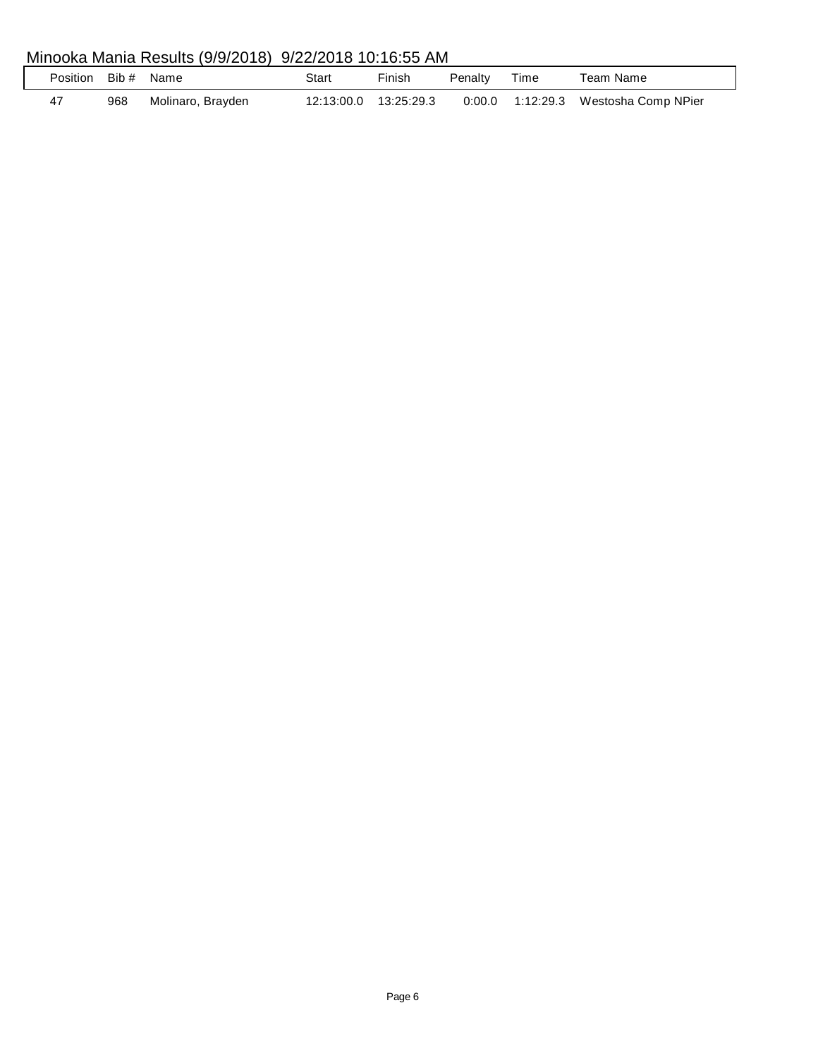Minooka Mania Results (9/9/2018) 9/22/2018 10:16:55 AM

| Position | Bib # | Name | Start | Finish | Penalty | Time | Team Name |
|---|---|---|---|---|---|---|---|
| 47 | 968 | Molinaro, Brayden | 12:13:00.0 | 13:25:29.3 | 0:00.0 | 1:12:29.3 | Westosha Comp NPier |